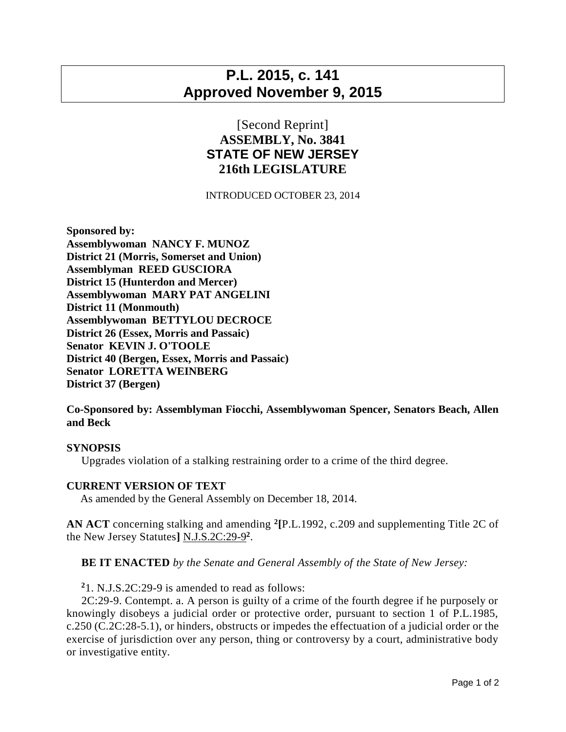# P.L. 2015, c. 141
# Approved November 9, 2015

[Second Reprint]

**ASSEMBLY, No. 3841**

**STATE OF NEW JERSEY**

**216th LEGISLATURE**

INTRODUCED OCTOBER 23, 2014

**Sponsored by:**
**Assemblywoman NANCY F. MUNOZ**
**District 21 (Morris, Somerset and Union)**
**Assemblyman REED GUSCIORA**
**District 15 (Hunterdon and Mercer)**
**Assemblywoman MARY PAT ANGELINI**
**District 11 (Monmouth)**
**Assemblywoman BETTYLOU DECROCE**
**District 26 (Essex, Morris and Passaic)**
**Senator KEVIN J. O'TOOLE**
**District 40 (Bergen, Essex, Morris and Passaic)**
**Senator LORETTA WEINBERG**
**District 37 (Bergen)**

**Co-Sponsored by: Assemblyman Fiocchi, Assemblywoman Spencer, Senators Beach, Allen and Beck**

**SYNOPSIS**

Upgrades violation of a stalking restraining order to a crime of the third degree.

**CURRENT VERSION OF TEXT**

As amended by the General Assembly on December 18, 2014.

**AN ACT** concerning stalking and amending [2]**[**P.L.1992, c.209 and supplementing Title 2C of the New Jersey Statutes**]** N.J.S.2C:29-9[2].

**BE IT ENACTED** *by the Senate and General Assembly of the State of New Jersey:*

[2]1. N.J.S.2C:29-9 is amended to read as follows:

2C:29-9. Contempt. a. A person is guilty of a crime of the fourth degree if he purposely or knowingly disobeys a judicial order or protective order, pursuant to section 1 of P.L.1985, c.250 (C.2C:28-5.1), or hinders, obstructs or impedes the effectuation of a judicial order or the exercise of jurisdiction over any person, thing or controversy by a court, administrative body or investigative entity.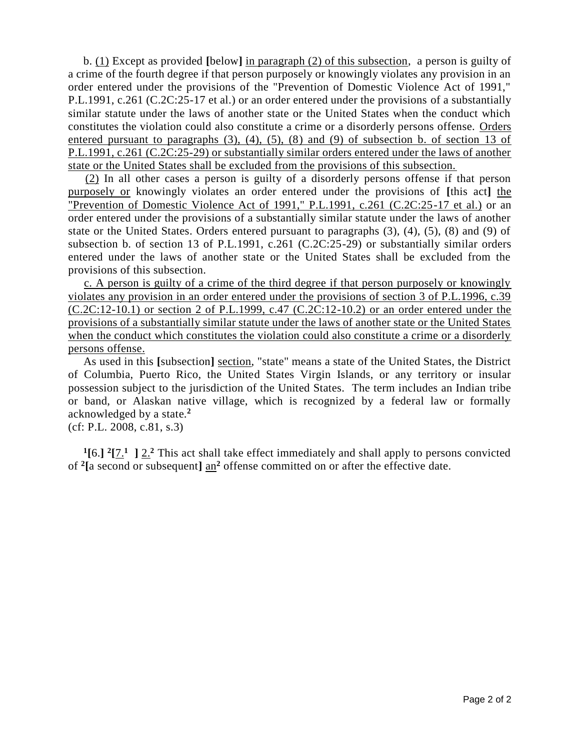b. (1) Except as provided [below] in paragraph (2) of this subsection, a person is guilty of a crime of the fourth degree if that person purposely or knowingly violates any provision in an order entered under the provisions of the "Prevention of Domestic Violence Act of 1991," P.L.1991, c.261 (C.2C:25-17 et al.) or an order entered under the provisions of a substantially similar statute under the laws of another state or the United States when the conduct which constitutes the violation could also constitute a crime or a disorderly persons offense. Orders entered pursuant to paragraphs (3), (4), (5), (8) and (9) of subsection b. of section 13 of P.L.1991, c.261 (C.2C:25-29) or substantially similar orders entered under the laws of another state or the United States shall be excluded from the provisions of this subsection.

(2) In all other cases a person is guilty of a disorderly persons offense if that person purposely or knowingly violates an order entered under the provisions of [this act] the "Prevention of Domestic Violence Act of 1991," P.L.1991, c.261 (C.2C:25-17 et al.) or an order entered under the provisions of a substantially similar statute under the laws of another state or the United States. Orders entered pursuant to paragraphs (3), (4), (5), (8) and (9) of subsection b. of section 13 of P.L.1991, c.261 (C.2C:25-29) or substantially similar orders entered under the laws of another state or the United States shall be excluded from the provisions of this subsection.

c. A person is guilty of a crime of the third degree if that person purposely or knowingly violates any provision in an order entered under the provisions of section 3 of P.L.1996, c.39 (C.2C:12-10.1) or section 2 of P.L.1999, c.47 (C.2C:12-10.2) or an order entered under the provisions of a substantially similar statute under the laws of another state or the United States when the conduct which constitutes the violation could also constitute a crime or a disorderly persons offense.

As used in this [subsection] section, "state" means a state of the United States, the District of Columbia, Puerto Rico, the United States Virgin Islands, or any territory or insular possession subject to the jurisdiction of the United States. The term includes an Indian tribe or band, or Alaskan native village, which is recognized by a federal law or formally acknowledged by a state.[2]

(cf: P.L. 2008, c.81, s.3)

[1][6.] [2][7.[1] ] 2.[2] This act shall take effect immediately and shall apply to persons convicted of [2][a second or subsequent] an[2] offense committed on or after the effective date.